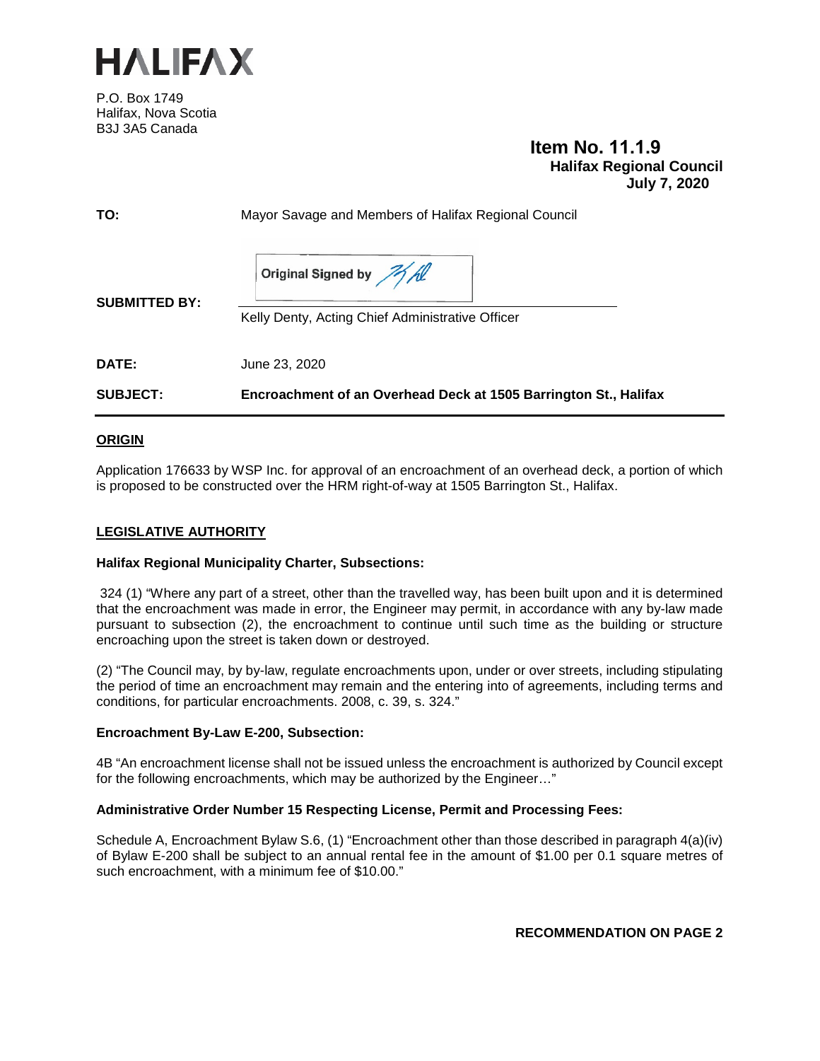# HALIFAX

P.O. Box 1749
Halifax, Nova Scotia
B3J 3A5 Canada

**Item No. 11.1.9**
**Halifax Regional Council**
**July 7, 2020**

| | |
|---|---|
| **TO:** | Mayor Savage and Members of Halifax Regional Council |
| **SUBMITTED BY:** | Original Signed by<br>Kelly Denty, Acting Chief Administrative Officer |
| **DATE:** | June 23, 2020 |
| **SUBJECT:** | **Encroachment of an Overhead Deck at 1505 Barrington St., Halifax** |

## ORIGIN

Application 176633 by WSP Inc. for approval of an encroachment of an overhead deck, a portion of which is proposed to be constructed over the HRM right-of-way at 1505 Barrington St., Halifax.

## LEGISLATIVE AUTHORITY

**Halifax Regional Municipality Charter, Subsections:**

324 (1) "Where any part of a street, other than the travelled way, has been built upon and it is determined that the encroachment was made in error, the Engineer may permit, in accordance with any by-law made pursuant to subsection (2), the encroachment to continue until such time as the building or structure encroaching upon the street is taken down or destroyed.

(2) "The Council may, by by-law, regulate encroachments upon, under or over streets, including stipulating the period of time an encroachment may remain and the entering into of agreements, including terms and conditions, for particular encroachments. 2008, c. 39, s. 324."

**Encroachment By-Law E-200, Subsection:**

4B "An encroachment license shall not be issued unless the encroachment is authorized by Council except for the following encroachments, which may be authorized by the Engineer…"

**Administrative Order Number 15 Respecting License, Permit and Processing Fees:**

Schedule A, Encroachment Bylaw S.6, (1) "Encroachment other than those described in paragraph 4(a)(iv) of Bylaw E-200 shall be subject to an annual rental fee in the amount of $1.00 per 0.1 square metres of such encroachment, with a minimum fee of $10.00."

**RECOMMENDATION ON PAGE 2**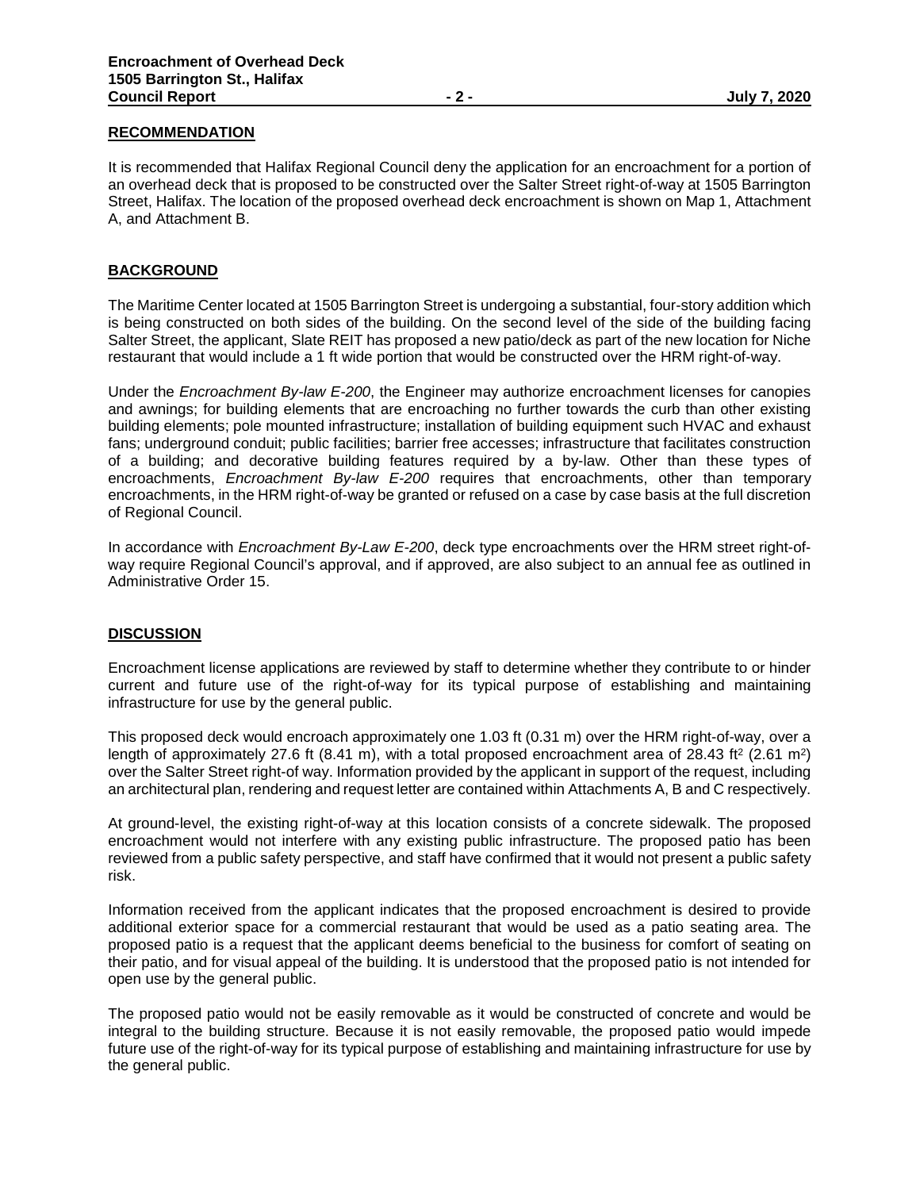## RECOMMENDATION

It is recommended that Halifax Regional Council deny the application for an encroachment for a portion of an overhead deck that is proposed to be constructed over the Salter Street right-of-way at 1505 Barrington Street, Halifax. The location of the proposed overhead deck encroachment is shown on Map 1, Attachment A, and Attachment B.

## BACKGROUND

The Maritime Center located at 1505 Barrington Street is undergoing a substantial, four-story addition which is being constructed on both sides of the building. On the second level of the side of the building facing Salter Street, the applicant, Slate REIT has proposed a new patio/deck as part of the new location for Niche restaurant that would include a 1 ft wide portion that would be constructed over the HRM right-of-way.

Under the *Encroachment By-law E-200*, the Engineer may authorize encroachment licenses for canopies and awnings; for building elements that are encroaching no further towards the curb than other existing building elements; pole mounted infrastructure; installation of building equipment such HVAC and exhaust fans; underground conduit; public facilities; barrier free accesses; infrastructure that facilitates construction of a building; and decorative building features required by a by-law. Other than these types of encroachments, *Encroachment By-law E-200* requires that encroachments, other than temporary encroachments, in the HRM right-of-way be granted or refused on a case by case basis at the full discretion of Regional Council.

In accordance with *Encroachment By-Law E-200*, deck type encroachments over the HRM street right-of-way require Regional Council's approval, and if approved, are also subject to an annual fee as outlined in Administrative Order 15.

## DISCUSSION

Encroachment license applications are reviewed by staff to determine whether they contribute to or hinder current and future use of the right-of-way for its typical purpose of establishing and maintaining infrastructure for use by the general public.

This proposed deck would encroach approximately one 1.03 ft (0.31 m) over the HRM right-of-way, over a length of approximately 27.6 ft (8.41 m), with a total proposed encroachment area of 28.43 $ft^2$ (2.61 $m^2$) over the Salter Street right-of way. Information provided by the applicant in support of the request, including an architectural plan, rendering and request letter are contained within Attachments A, B and C respectively.

At ground-level, the existing right-of-way at this location consists of a concrete sidewalk. The proposed encroachment would not interfere with any existing public infrastructure. The proposed patio has been reviewed from a public safety perspective, and staff have confirmed that it would not present a public safety risk.

Information received from the applicant indicates that the proposed encroachment is desired to provide additional exterior space for a commercial restaurant that would be used as a patio seating area. The proposed patio is a request that the applicant deems beneficial to the business for comfort of seating on their patio, and for visual appeal of the building. It is understood that the proposed patio is not intended for open use by the general public.

The proposed patio would not be easily removable as it would be constructed of concrete and would be integral to the building structure. Because it is not easily removable, the proposed patio would impede future use of the right-of-way for its typical purpose of establishing and maintaining infrastructure for use by the general public.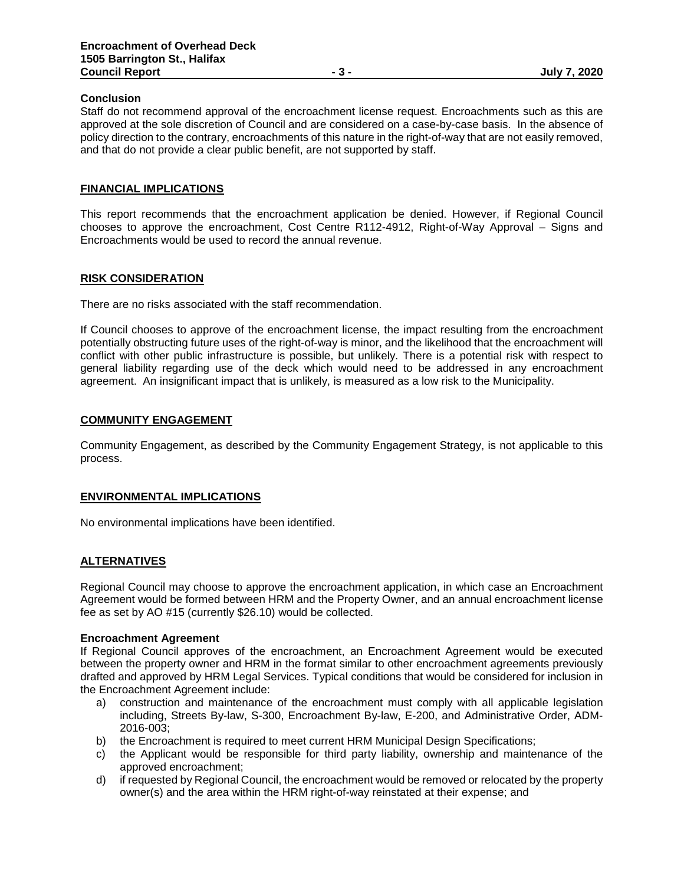### Conclusion

Staff do not recommend approval of the encroachment license request. Encroachments such as this are approved at the sole discretion of Council and are considered on a case-by-case basis. In the absence of policy direction to the contrary, encroachments of this nature in the right-of-way that are not easily removed, and that do not provide a clear public benefit, are not supported by staff.

## FINANCIAL IMPLICATIONS

This report recommends that the encroachment application be denied. However, if Regional Council chooses to approve the encroachment, Cost Centre R112-4912, Right-of-Way Approval – Signs and Encroachments would be used to record the annual revenue.

## RISK CONSIDERATION

There are no risks associated with the staff recommendation.

If Council chooses to approve of the encroachment license, the impact resulting from the encroachment potentially obstructing future uses of the right-of-way is minor, and the likelihood that the encroachment will conflict with other public infrastructure is possible, but unlikely. There is a potential risk with respect to general liability regarding use of the deck which would need to be addressed in any encroachment agreement. An insignificant impact that is unlikely, is measured as a low risk to the Municipality.

## COMMUNITY ENGAGEMENT

Community Engagement, as described by the Community Engagement Strategy, is not applicable to this process.

## ENVIRONMENTAL IMPLICATIONS

No environmental implications have been identified.

## ALTERNATIVES

Regional Council may choose to approve the encroachment application, in which case an Encroachment Agreement would be formed between HRM and the Property Owner, and an annual encroachment license fee as set by AO #15 (currently $26.10) would be collected.

### Encroachment Agreement

If Regional Council approves of the encroachment, an Encroachment Agreement would be executed between the property owner and HRM in the format similar to other encroachment agreements previously drafted and approved by HRM Legal Services. Typical conditions that would be considered for inclusion in the Encroachment Agreement include:

a) construction and maintenance of the encroachment must comply with all applicable legislation including, Streets By-law, S-300, Encroachment By-law, E-200, and Administrative Order, ADM-2016-003;
b) the Encroachment is required to meet current HRM Municipal Design Specifications;
c) the Applicant would be responsible for third party liability, ownership and maintenance of the approved encroachment;
d) if requested by Regional Council, the encroachment would be removed or relocated by the property owner(s) and the area within the HRM right-of-way reinstated at their expense; and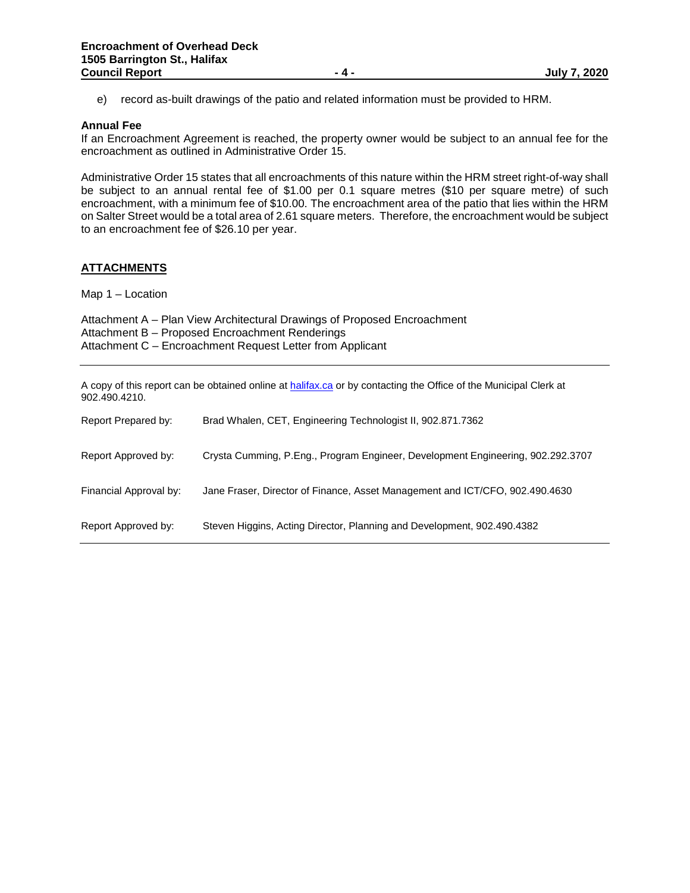e) record as-built drawings of the patio and related information must be provided to HRM.

**Annual Fee**

If an Encroachment Agreement is reached, the property owner would be subject to an annual fee for the encroachment as outlined in Administrative Order 15.

Administrative Order 15 states that all encroachments of this nature within the HRM street right-of-way shall be subject to an annual rental fee of $1.00 per 0.1 square metres ($10 per square metre) of such encroachment, with a minimum fee of $10.00. The encroachment area of the patio that lies within the HRM on Salter Street would be a total area of 2.61 square meters. Therefore, the encroachment would be subject to an encroachment fee of $26.10 per year.

## ATTACHMENTS

Map 1 – Location

Attachment A – Plan View Architectural Drawings of Proposed Encroachment
Attachment B – Proposed Encroachment Renderings
Attachment C – Encroachment Request Letter from Applicant

---

A copy of this report can be obtained online at halifax.ca or by contacting the Office of the Municipal Clerk at 902.490.4210.

| | |
|---|---|
| Report Prepared by: | Brad Whalen, CET, Engineering Technologist II, 902.871.7362 |
| Report Approved by: | Crysta Cumming, P.Eng., Program Engineer, Development Engineering, 902.292.3707 |
| Financial Approval by: | Jane Fraser, Director of Finance, Asset Management and ICT/CFO, 902.490.4630 |
| Report Approved by: | Steven Higgins, Acting Director, Planning and Development, 902.490.4382 |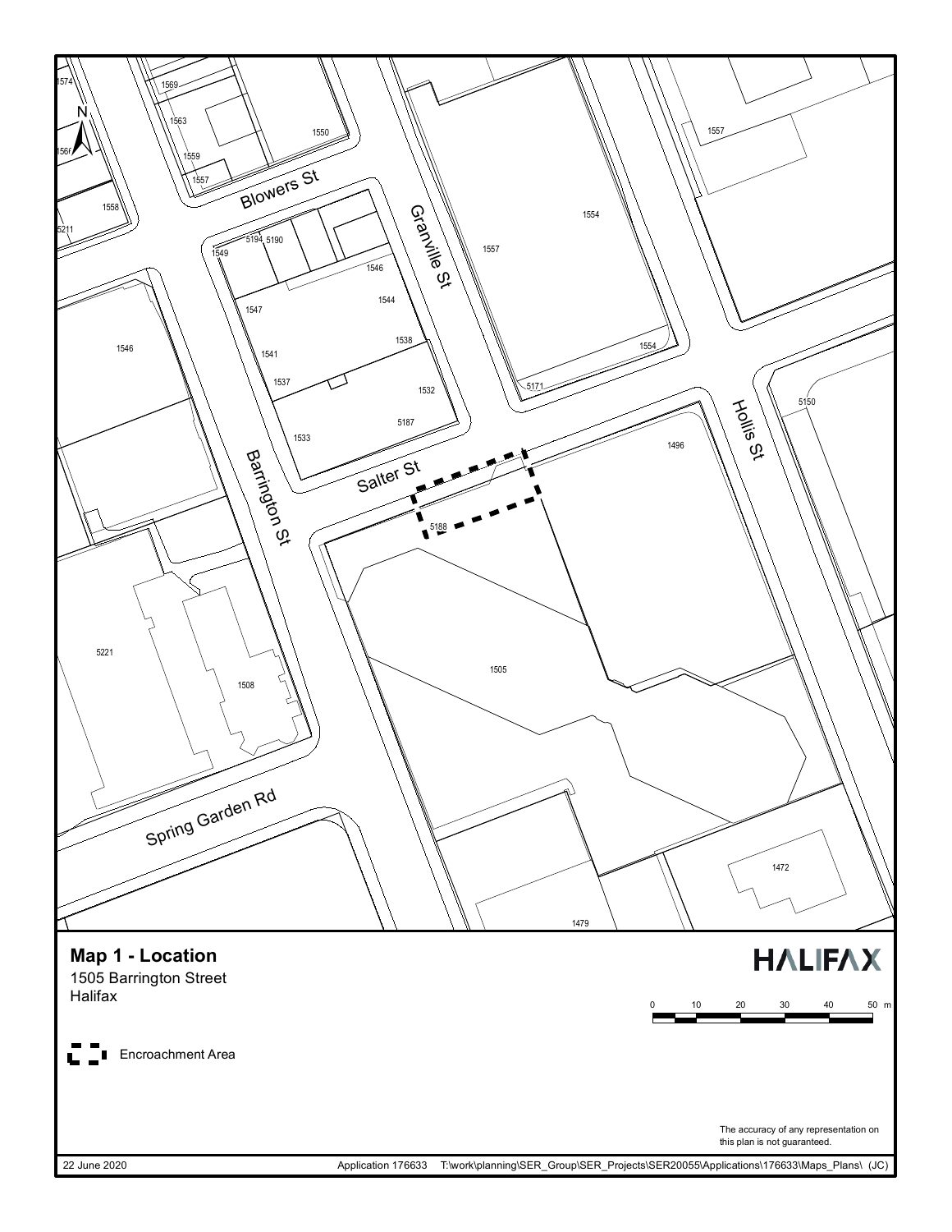**Map 1 - Location**

1505 Barrington Street
Halifax

Encroachment Area

HALIFAX

The accuracy of any representation on this plan is not guaranteed.

22 June 2020

Application 176633 T:\work\planning\SER_Group\SER_Projects\SER20055\Applications\176633\Maps_Plans\ (JC)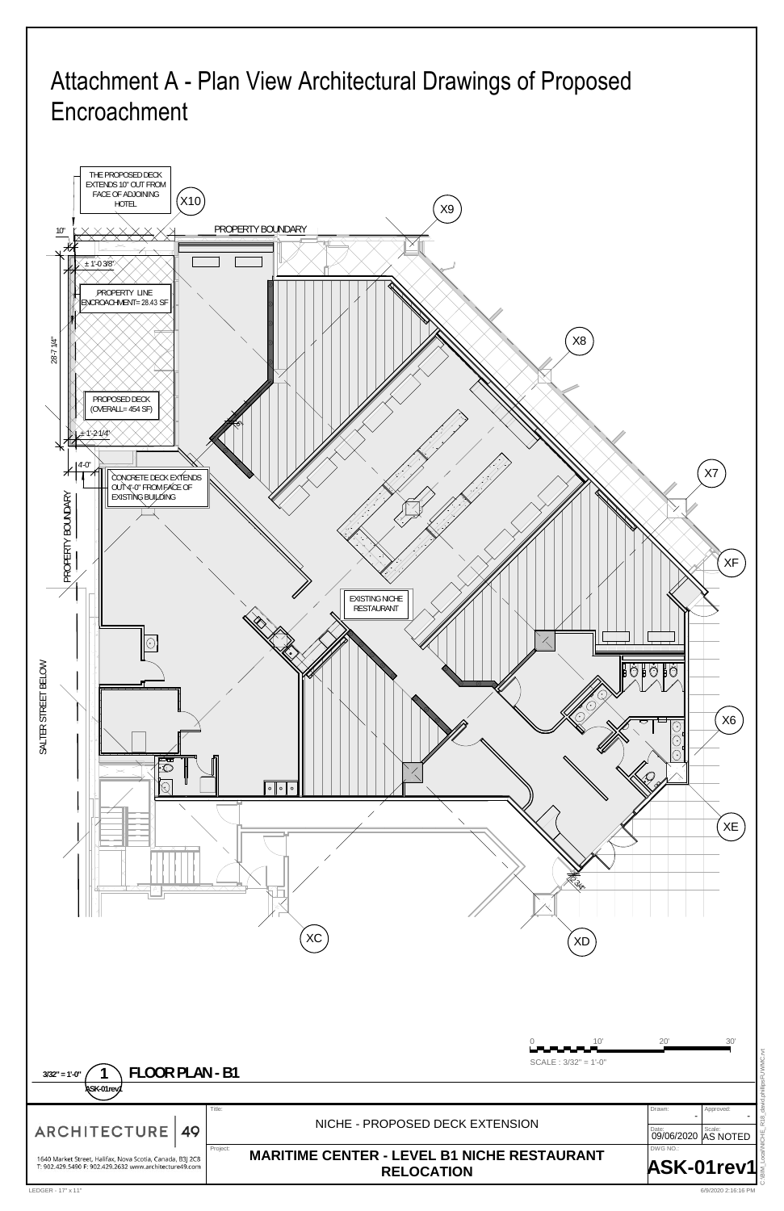# Attachment A - Plan View Architectural Drawings of Proposed Encroachment

THE PROPOSED DECK EXTENDS 10" OUT FROM FACE OF ADJOINING HOTEL

X10

X9

PROPERTY BOUNDARY

10"

± 1'-0 3/8"

PROPERTY LINE ENCROACHMENT= 28.43 SF

28'-7 1/4"

PROPOSED DECK (OVERALL= 454 SF)

± 1'-2 1/4"

4'-0"

CONCRETE DECK EXTENDS OUT 4'-0" FROM FACE OF EXISTING BUILDING

PROPERTY BOUNDARY

SALTER STREET BELOW

X8

X7

XF

EXISTING NICHE RESTAURANT

X6

XE

XC

XD

SCALE : 3/32" = 1'-0"

0 10' 20' 30'

3/32" = 1'-0" 1 ASK-01rev1 **FLOOR PLAN - B1**

ARCHITECTURE 49

1640 Market Street, Halifax, Nova Scotia, Canada, B3J 2C8
T: 902.429.5490 F: 902.429.2632 www.architecture49.com

Title: NICHE - PROPOSED DECK EXTENSION

Project: **MARITIME CENTER - LEVEL B1 NICHE RESTAURANT RELOCATION**

| Drawn: - | Approved: - |
| --- | --- |
| Date: 09/06/2020 | Scale: AS NOTED |

DWG NO.: **ASK-01rev1**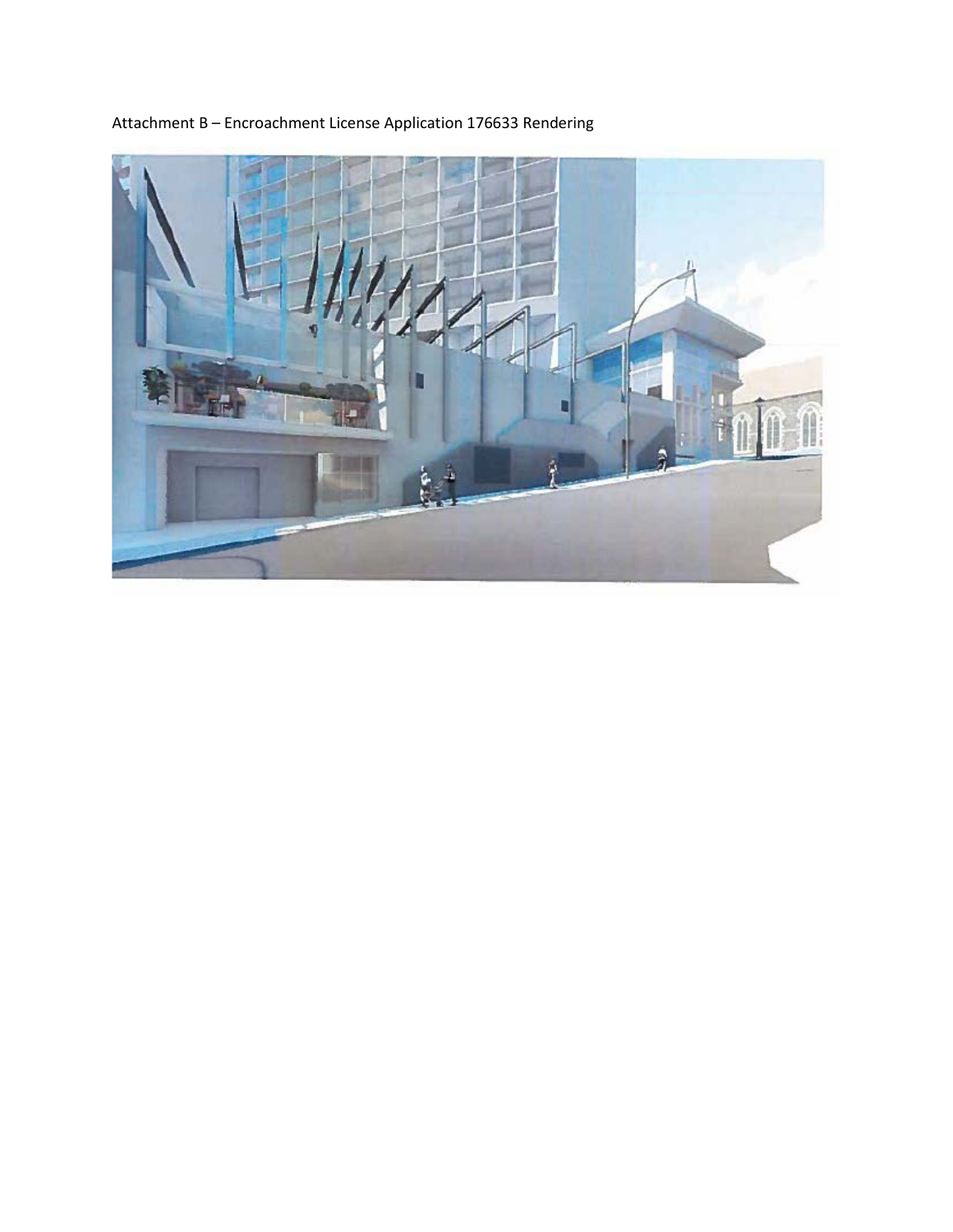Attachment B – Encroachment License Application 176633 Rendering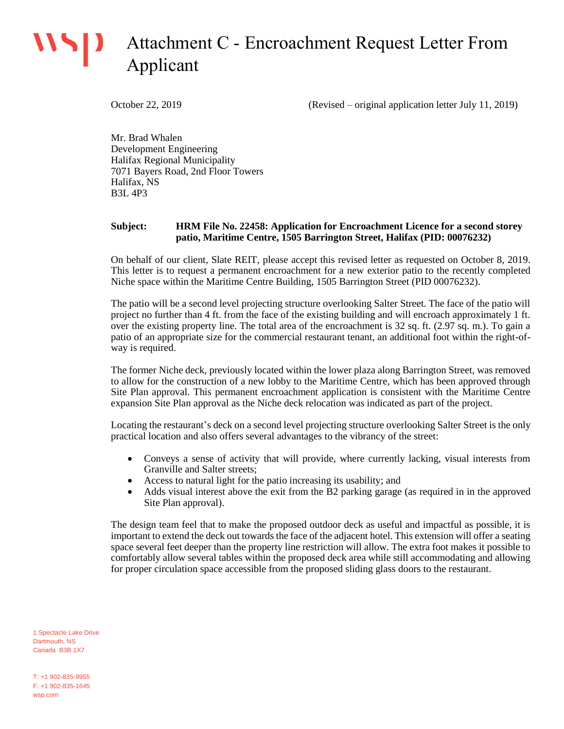# Attachment C - Encroachment Request Letter From Applicant

October 22, 2019 (Revised – original application letter July 11, 2019)

Mr. Brad Whalen
Development Engineering
Halifax Regional Municipality
7071 Bayers Road, 2nd Floor Towers
Halifax, NS
B3L 4P3

**Subject: HRM File No. 22458: Application for Encroachment Licence for a second storey patio, Maritime Centre, 1505 Barrington Street, Halifax (PID: 00076232)**

On behalf of our client, Slate REIT, please accept this revised letter as requested on October 8, 2019. This letter is to request a permanent encroachment for a new exterior patio to the recently completed Niche space within the Maritime Centre Building, 1505 Barrington Street (PID 00076232).

The patio will be a second level projecting structure overlooking Salter Street. The face of the patio will project no further than 4 ft. from the face of the existing building and will encroach approximately 1 ft. over the existing property line. The total area of the encroachment is 32 sq. ft. (2.97 sq. m.). To gain a patio of an appropriate size for the commercial restaurant tenant, an additional foot within the right-of-way is required.

The former Niche deck, previously located within the lower plaza along Barrington Street, was removed to allow for the construction of a new lobby to the Maritime Centre, which has been approved through Site Plan approval. This permanent encroachment application is consistent with the Maritime Centre expansion Site Plan approval as the Niche deck relocation was indicated as part of the project.

Locating the restaurant's deck on a second level projecting structure overlooking Salter Street is the only practical location and also offers several advantages to the vibrancy of the street:

- Conveys a sense of activity that will provide, where currently lacking, visual interests from Granville and Salter streets;
- Access to natural light for the patio increasing its usability; and
- Adds visual interest above the exit from the B2 parking garage (as required in in the approved Site Plan approval).

The design team feel that to make the proposed outdoor deck as useful and impactful as possible, it is important to extend the deck out towards the face of the adjacent hotel. This extension will offer a seating space several feet deeper than the property line restriction will allow. The extra foot makes it possible to comfortably allow several tables within the proposed deck area while still accommodating and allowing for proper circulation space accessible from the proposed sliding glass doors to the restaurant.

1 Spectacle Lake Drive
Dartmouth, NS
Canada B3B 1X7

T: +1 902-835-9955
F: +1 902-835-1645
wsp.com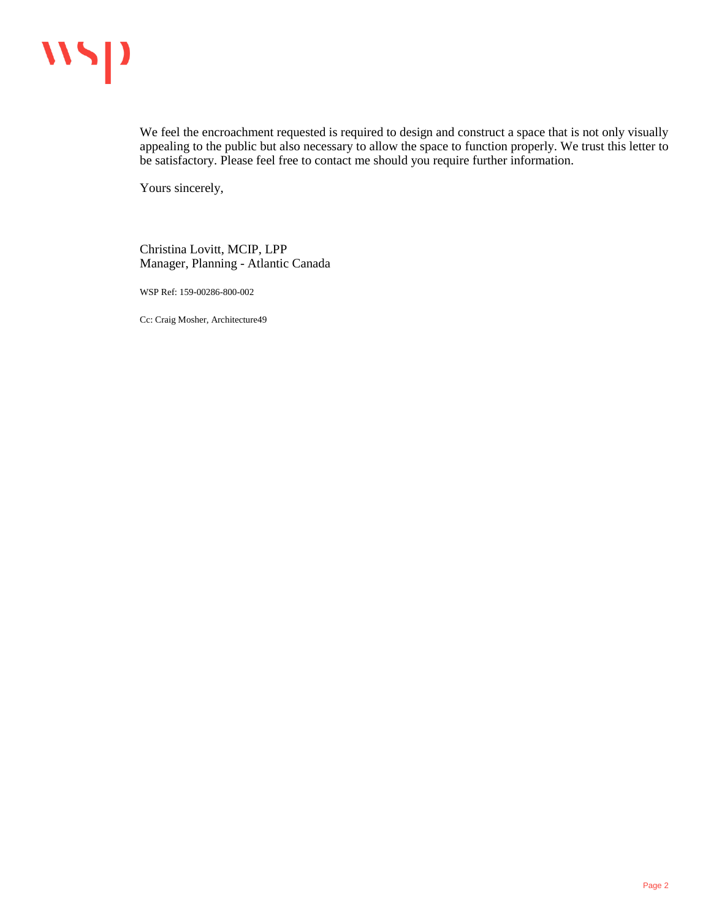We feel the encroachment requested is required to design and construct a space that is not only visually appealing to the public but also necessary to allow the space to function properly. We trust this letter to be satisfactory. Please feel free to contact me should you require further information.

Yours sincerely,

Christina Lovitt, MCIP, LPP
Manager, Planning - Atlantic Canada

WSP Ref: 159-00286-800-002

Cc: Craig Mosher, Architecture49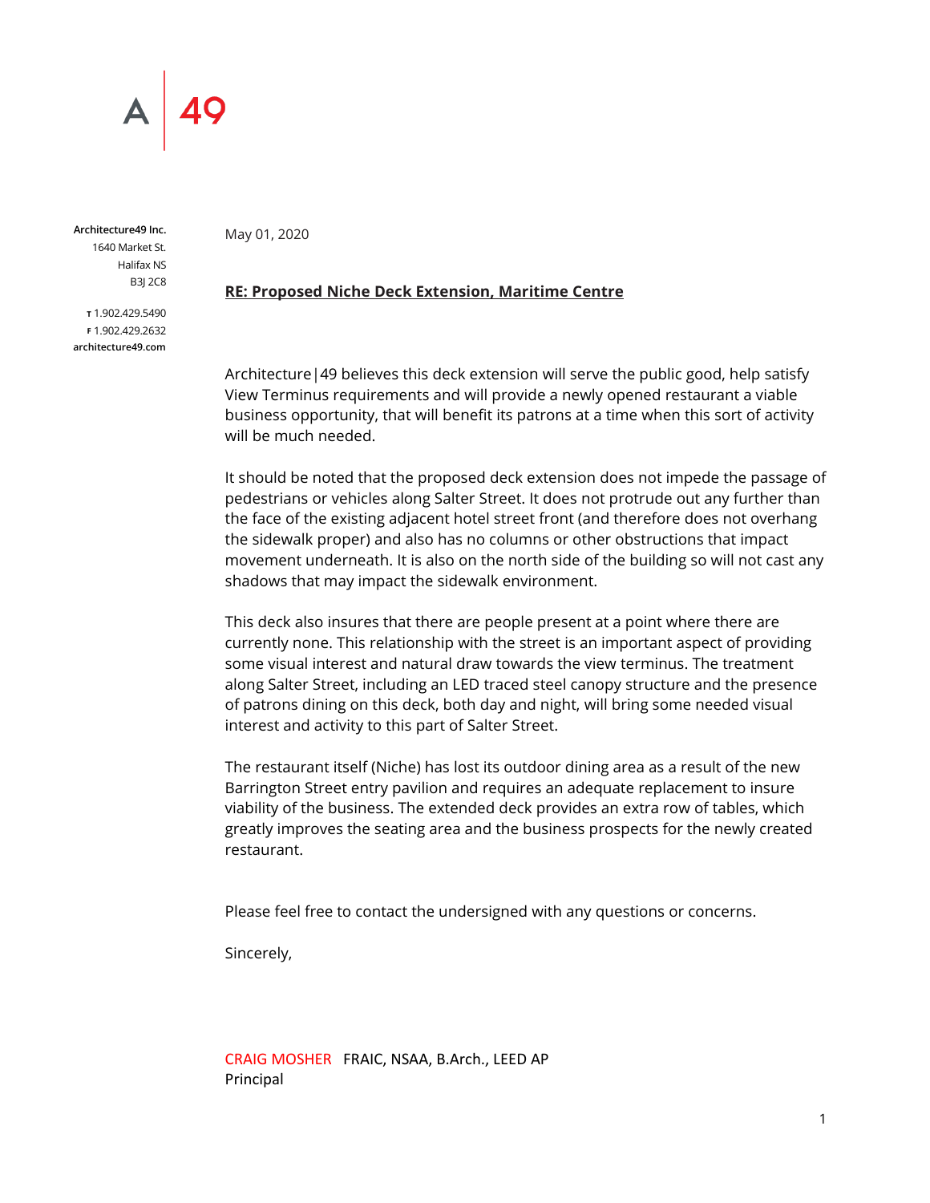A | 49

**Architecture49 Inc.**
1640 Market St.
Halifax NS
B3J 2C8

T 1.902.429.5490
F 1.902.429.2632
**architecture49.com**

May 01, 2020

**RE: Proposed Niche Deck Extension, Maritime Centre**

Architecture|49 believes this deck extension will serve the public good, help satisfy View Terminus requirements and will provide a newly opened restaurant a viable business opportunity, that will benefit its patrons at a time when this sort of activity will be much needed.

It should be noted that the proposed deck extension does not impede the passage of pedestrians or vehicles along Salter Street. It does not protrude out any further than the face of the existing adjacent hotel street front (and therefore does not overhang the sidewalk proper) and also has no columns or other obstructions that impact movement underneath. It is also on the north side of the building so will not cast any shadows that may impact the sidewalk environment.

This deck also insures that there are people present at a point where there are currently none. This relationship with the street is an important aspect of providing some visual interest and natural draw towards the view terminus. The treatment along Salter Street, including an LED traced steel canopy structure and the presence of patrons dining on this deck, both day and night, will bring some needed visual interest and activity to this part of Salter Street.

The restaurant itself (Niche) has lost its outdoor dining area as a result of the new Barrington Street entry pavilion and requires an adequate replacement to insure viability of the business. The extended deck provides an extra row of tables, which greatly improves the seating area and the business prospects for the newly created restaurant.

Please feel free to contact the undersigned with any questions or concerns.

Sincerely,

CRAIG MOSHER FRAIC, NSAA, B.Arch., LEED AP
Principal